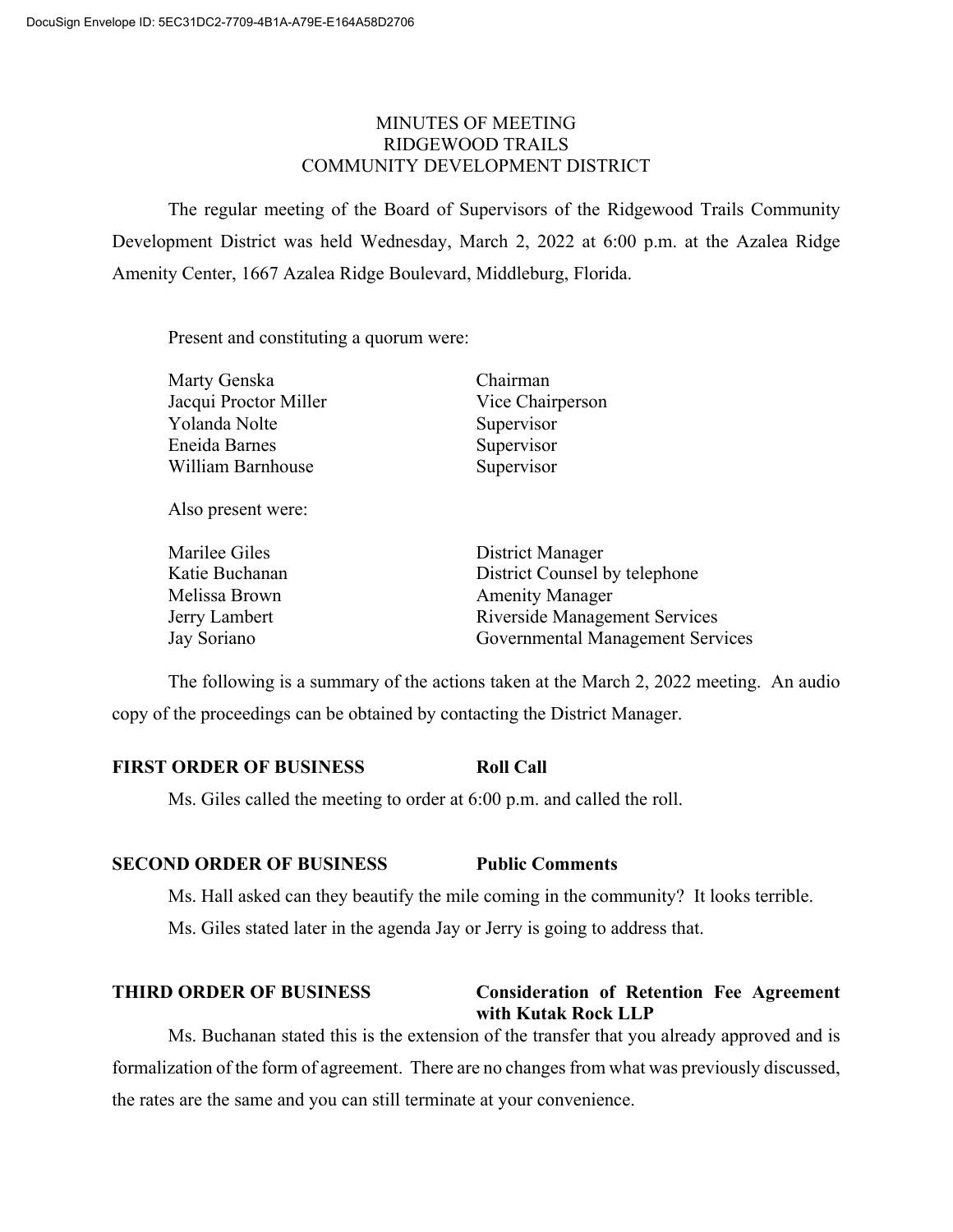DocuSign Envelope ID: 5EC31DC2-7709-4B1A-A79E-E164A58D2706

# MINUTES OF MEETING
# RIDGEWOOD TRAILS
# COMMUNITY DEVELOPMENT DISTRICT

The regular meeting of the Board of Supervisors of the Ridgewood Trails Community Development District was held Wednesday, March 2, 2022 at 6:00 p.m. at the Azalea Ridge Amenity Center, 1667 Azalea Ridge Boulevard, Middleburg, Florida.

Present and constituting a quorum were:

| | |
|---|---|
| Marty Genska | Chairman |
| Jacqui Proctor Miller | Vice Chairperson |
| Yolanda Nolte | Supervisor |
| Eneida Barnes | Supervisor |
| William Barnhouse | Supervisor |

Also present were:

| | |
|---|---|
| Marilee Giles | District Manager |
| Katie Buchanan | District Counsel by telephone |
| Melissa Brown | Amenity Manager |
| Jerry Lambert | Riverside Management Services |
| Jay Soriano | Governmental Management Services |

The following is a summary of the actions taken at the March 2, 2022 meeting. An audio copy of the proceedings can be obtained by contacting the District Manager.

**FIRST ORDER OF BUSINESS** **Roll Call**

Ms. Giles called the meeting to order at 6:00 p.m. and called the roll.

**SECOND ORDER OF BUSINESS** **Public Comments**

Ms. Hall asked can they beautify the mile coming in the community? It looks terrible.

Ms. Giles stated later in the agenda Jay or Jerry is going to address that.

**THIRD ORDER OF BUSINESS** **Consideration of Retention Fee Agreement with Kutak Rock LLP**

Ms. Buchanan stated this is the extension of the transfer that you already approved and is formalization of the form of agreement. There are no changes from what was previously discussed, the rates are the same and you can still terminate at your convenience.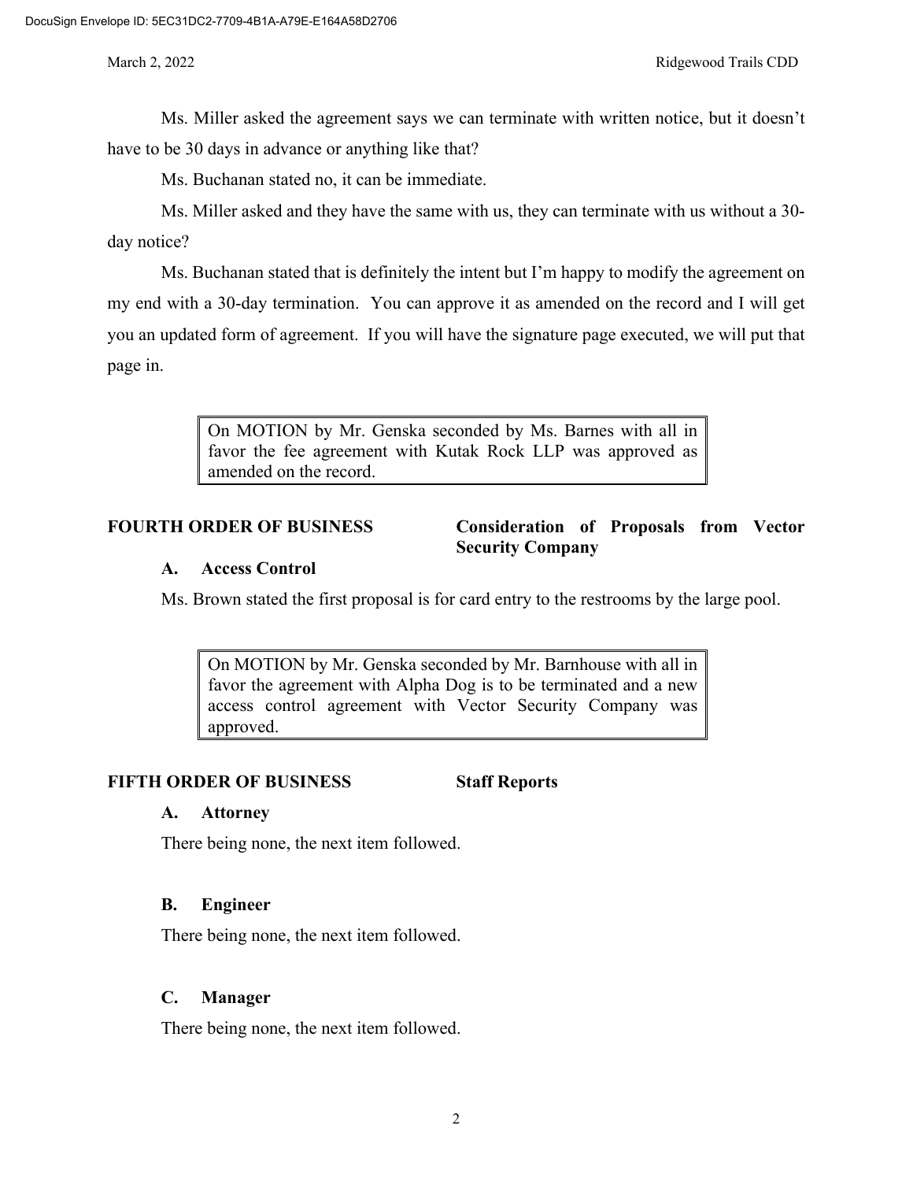Ms. Miller asked the agreement says we can terminate with written notice, but it doesn't have to be 30 days in advance or anything like that?

Ms. Buchanan stated no, it can be immediate.

Ms. Miller asked and they have the same with us, they can terminate with us without a 30-day notice?

Ms. Buchanan stated that is definitely the intent but I'm happy to modify the agreement on my end with a 30-day termination. You can approve it as amended on the record and I will get you an updated form of agreement. If you will have the signature page executed, we will put that page in.

> On MOTION by Mr. Genska seconded by Ms. Barnes with all in favor the fee agreement with Kutak Rock LLP was approved as amended on the record.

**FOURTH ORDER OF BUSINESS** **Consideration of Proposals from Vector Security Company**

**A. Access Control**

Ms. Brown stated the first proposal is for card entry to the restrooms by the large pool.

> On MOTION by Mr. Genska seconded by Mr. Barnhouse with all in favor the agreement with Alpha Dog is to be terminated and a new access control agreement with Vector Security Company was approved.

**FIFTH ORDER OF BUSINESS** **Staff Reports**

**A. Attorney**

There being none, the next item followed.

**B. Engineer**

There being none, the next item followed.

**C. Manager**

There being none, the next item followed.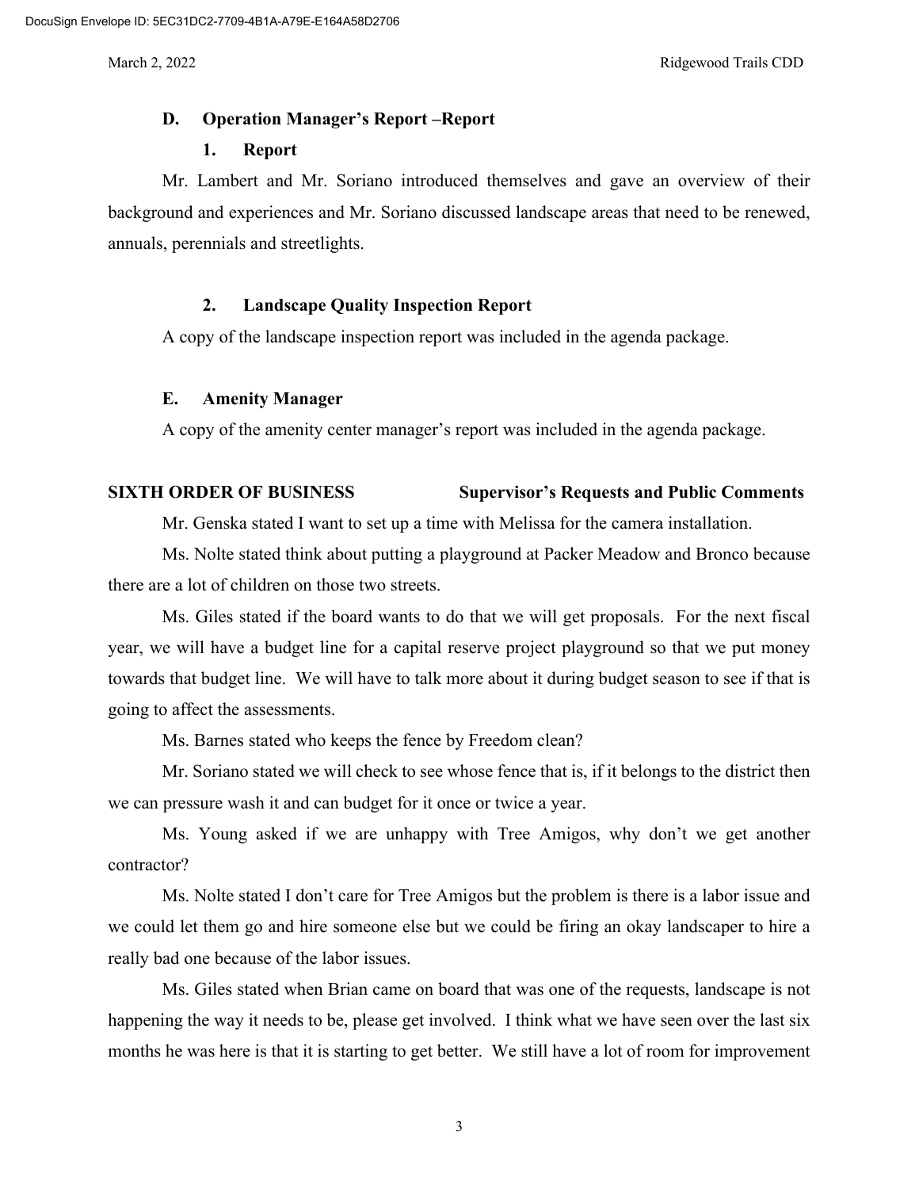### D. Operation Manager's Report –Report

#### 1. Report

Mr. Lambert and Mr. Soriano introduced themselves and gave an overview of their background and experiences and Mr. Soriano discussed landscape areas that need to be renewed, annuals, perennials and streetlights.

#### 2. Landscape Quality Inspection Report

A copy of the landscape inspection report was included in the agenda package.

### E. Amenity Manager

A copy of the amenity center manager's report was included in the agenda package.

## SIXTH ORDER OF BUSINESS Supervisor's Requests and Public Comments

Mr. Genska stated I want to set up a time with Melissa for the camera installation.

Ms. Nolte stated think about putting a playground at Packer Meadow and Bronco because there are a lot of children on those two streets.

Ms. Giles stated if the board wants to do that we will get proposals. For the next fiscal year, we will have a budget line for a capital reserve project playground so that we put money towards that budget line. We will have to talk more about it during budget season to see if that is going to affect the assessments.

Ms. Barnes stated who keeps the fence by Freedom clean?

Mr. Soriano stated we will check to see whose fence that is, if it belongs to the district then we can pressure wash it and can budget for it once or twice a year.

Ms. Young asked if we are unhappy with Tree Amigos, why don't we get another contractor?

Ms. Nolte stated I don't care for Tree Amigos but the problem is there is a labor issue and we could let them go and hire someone else but we could be firing an okay landscaper to hire a really bad one because of the labor issues.

Ms. Giles stated when Brian came on board that was one of the requests, landscape is not happening the way it needs to be, please get involved. I think what we have seen over the last six months he was here is that it is starting to get better. We still have a lot of room for improvement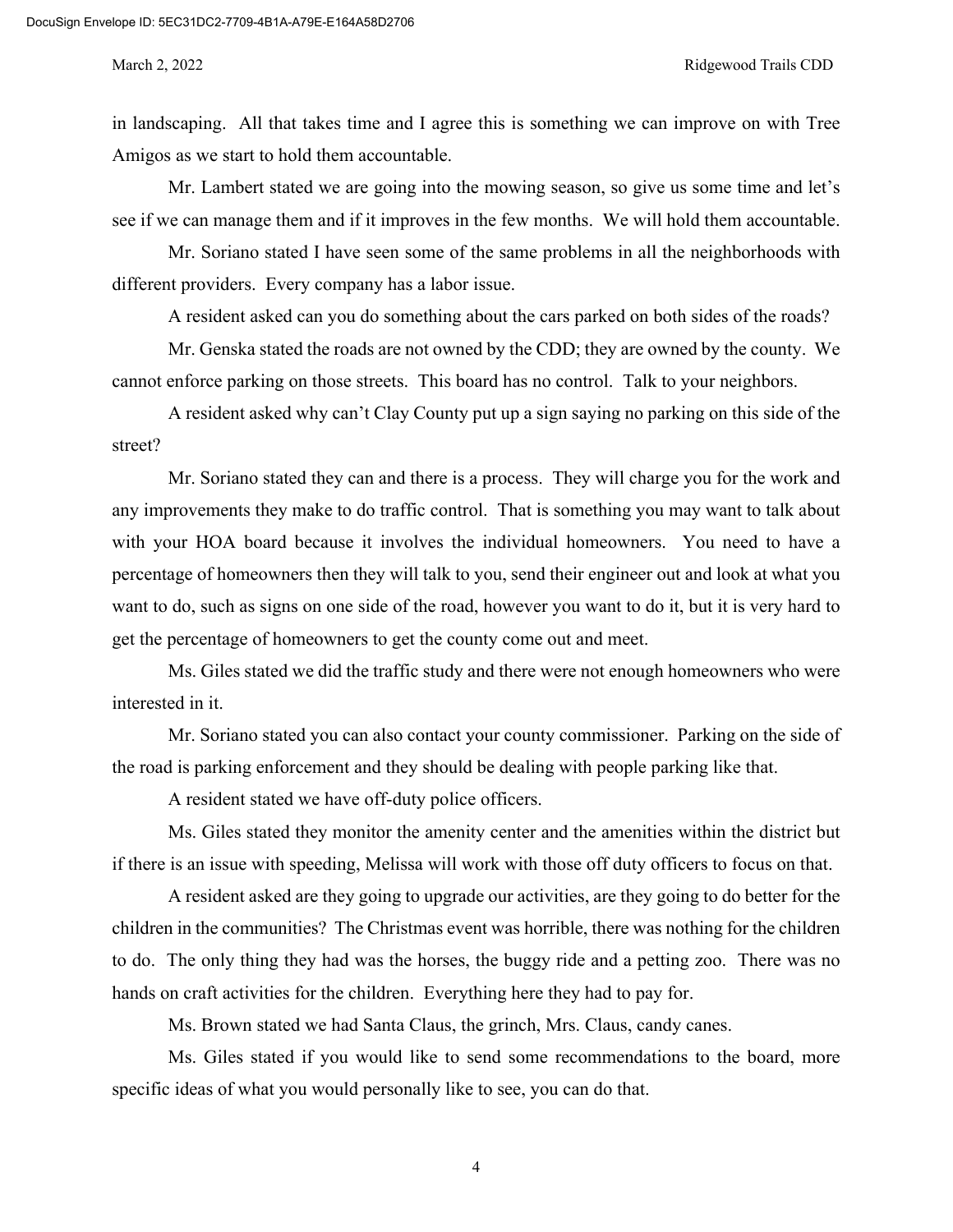in landscaping. All that takes time and I agree this is something we can improve on with Tree Amigos as we start to hold them accountable.

Mr. Lambert stated we are going into the mowing season, so give us some time and let's see if we can manage them and if it improves in the few months. We will hold them accountable.

Mr. Soriano stated I have seen some of the same problems in all the neighborhoods with different providers. Every company has a labor issue.

A resident asked can you do something about the cars parked on both sides of the roads?

Mr. Genska stated the roads are not owned by the CDD; they are owned by the county. We cannot enforce parking on those streets. This board has no control. Talk to your neighbors.

A resident asked why can't Clay County put up a sign saying no parking on this side of the street?

Mr. Soriano stated they can and there is a process. They will charge you for the work and any improvements they make to do traffic control. That is something you may want to talk about with your HOA board because it involves the individual homeowners. You need to have a percentage of homeowners then they will talk to you, send their engineer out and look at what you want to do, such as signs on one side of the road, however you want to do it, but it is very hard to get the percentage of homeowners to get the county come out and meet.

Ms. Giles stated we did the traffic study and there were not enough homeowners who were interested in it.

Mr. Soriano stated you can also contact your county commissioner. Parking on the side of the road is parking enforcement and they should be dealing with people parking like that.

A resident stated we have off-duty police officers.

Ms. Giles stated they monitor the amenity center and the amenities within the district but if there is an issue with speeding, Melissa will work with those off duty officers to focus on that.

A resident asked are they going to upgrade our activities, are they going to do better for the children in the communities? The Christmas event was horrible, there was nothing for the children to do. The only thing they had was the horses, the buggy ride and a petting zoo. There was no hands on craft activities for the children. Everything here they had to pay for.

Ms. Brown stated we had Santa Claus, the grinch, Mrs. Claus, candy canes.

Ms. Giles stated if you would like to send some recommendations to the board, more specific ideas of what you would personally like to see, you can do that.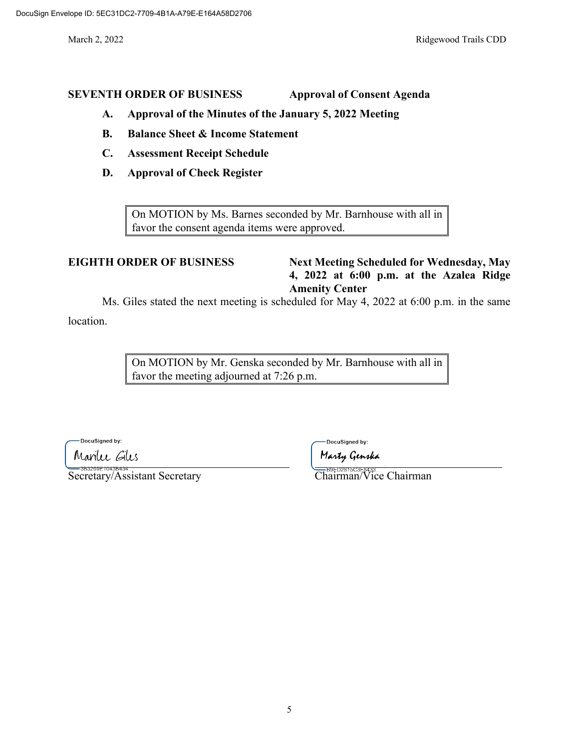**SEVENTH ORDER OF BUSINESS** **Approval of Consent Agenda**

**A. Approval of the Minutes of the January 5, 2022 Meeting**

**B. Balance Sheet & Income Statement**

**C. Assessment Receipt Schedule**

**D. Approval of Check Register**

> On MOTION by Ms. Barnes seconded by Mr. Barnhouse with all in favor the consent agenda items were approved.

**EIGHTH ORDER OF BUSINESS** **Next Meeting Scheduled for Wednesday, May 4, 2022 at 6:00 p.m. at the Azalea Ridge Amenity Center**

Ms. Giles stated the next meeting is scheduled for May 4, 2022 at 6:00 p.m. in the same location.

> On MOTION by Mr. Genska seconded by Mr. Barnhouse with all in favor the meeting adjourned at 7:26 p.m.

DocuSigned by:
Marilee Giles
3B3269E1043B434...
Secretary/Assistant Secretary

DocuSigned by:
Marty Genska
B9ED2815C3F8433...
Chairman/Vice Chairman